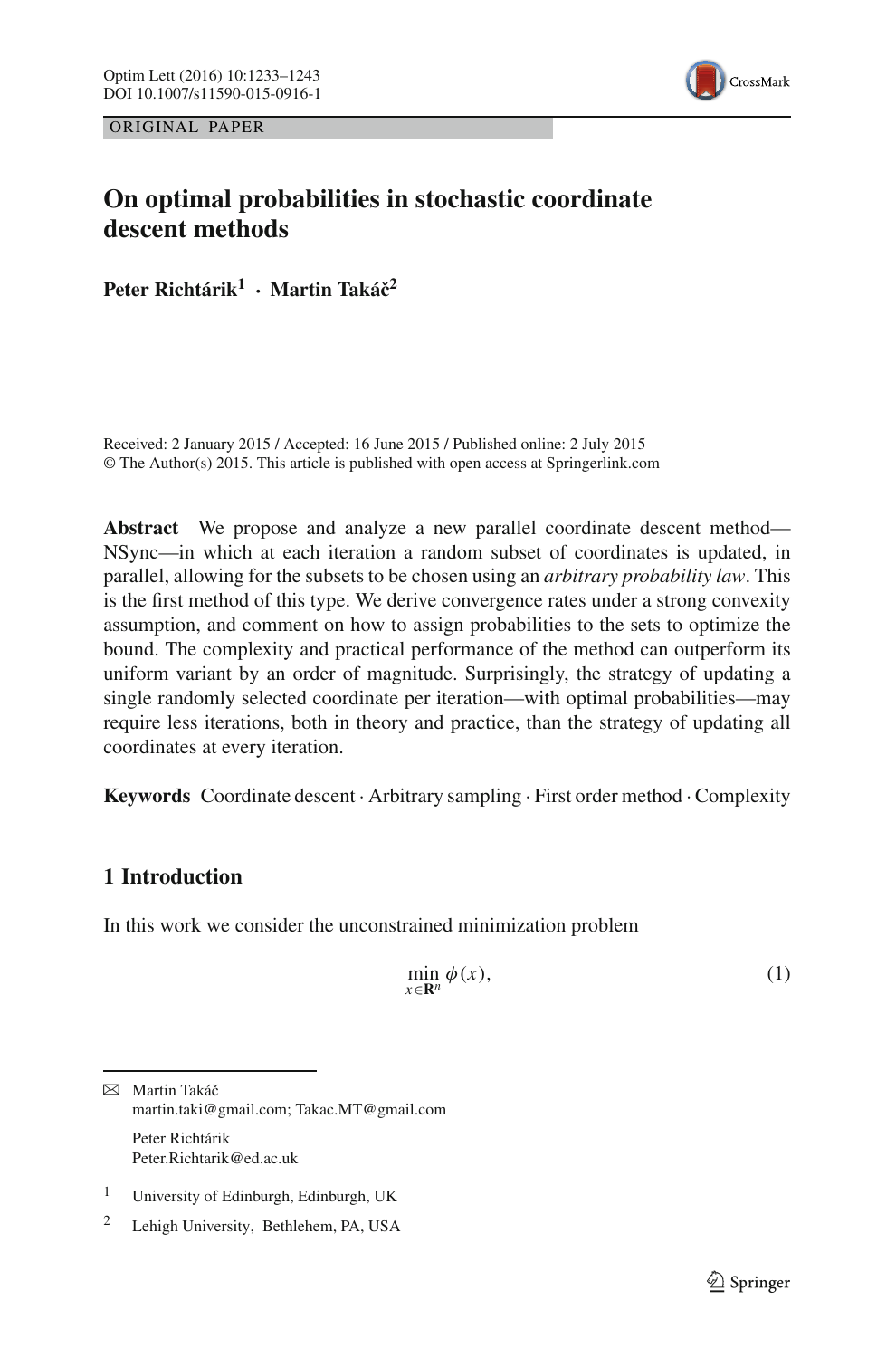ORIGINAL PAPER

# On optimal probabilities in stochastic coordinate descent methods

**Peter Richtárik[1] · Martin Takáč[2]**

Received: 2 January 2015 / Accepted: 16 June 2015 / Published online: 2 July 2015
© The Author(s) 2015. This article is published with open access at Springerlink.com

**Abstract** We propose and analyze a new parallel coordinate descent method—NSync—in which at each iteration a random subset of coordinates is updated, in parallel, allowing for the subsets to be chosen using an *arbitrary probability law*. This is the first method of this type. We derive convergence rates under a strong convexity assumption, and comment on how to assign probabilities to the sets to optimize the bound. The complexity and practical performance of the method can outperform its uniform variant by an order of magnitude. Surprisingly, the strategy of updating a single randomly selected coordinate per iteration—with optimal probabilities—may require less iterations, both in theory and practice, than the strategy of updating all coordinates at every iteration.

**Keywords** Coordinate descent · Arbitrary sampling · First order method · Complexity

## 1 Introduction

In this work we consider the unconstrained minimization problem

$$\min_{x \in \mathbf{R}^n} \phi(x), \tag{1}$$

---

✉ Martin Takáč
martin.taki@gmail.com; Takac.MT@gmail.com

Peter Richtárik
Peter.Richtarik@ed.ac.uk

[1] University of Edinburgh, Edinburgh, UK

[2] Lehigh University, Bethlehem, PA, USA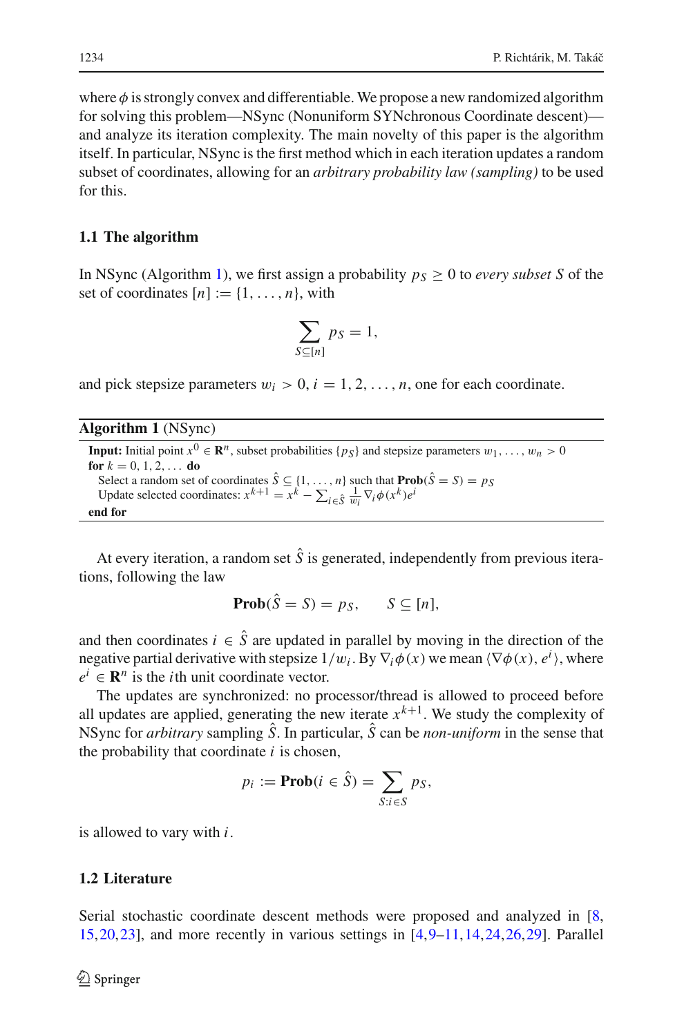where $\phi$ is strongly convex and differentiable. We propose a new randomized algorithm for solving this problem—NSync (Nonuniform SYNchronous Coordinate descent)—and analyze its iteration complexity. The main novelty of this paper is the algorithm itself. In particular, NSync is the first method which in each iteration updates a random subset of coordinates, allowing for an *arbitrary probability law (sampling)* to be used for this.

### 1.1 The algorithm

In NSync (Algorithm 1), we first assign a probability $p_S \geq 0$ to *every subset* $S$ of the set of coordinates $[n] := \{1, \ldots, n\}$, with

$$\sum_{S \subseteq [n]} p_S = 1,$$

and pick stepsize parameters $w_i > 0$, $i = 1, 2, \ldots, n$, one for each coordinate.

**Algorithm 1** (NSync)

**Input:** Initial point $x^0 \in \mathbf{R}^n$, subset probabilities $\{p_S\}$ and stepsize parameters $w_1, \ldots, w_n > 0$
**for** $k = 0, 1, 2, \ldots$ **do**
  Select a random set of coordinates $\hat{S} \subseteq \{1, \ldots, n\}$ such that $\mathbf{Prob}(\hat{S} = S) = p_S$
  Update selected coordinates: $x^{k+1} = x^k - \sum_{i \in \hat{S}} \frac{1}{w_i} \nabla_i \phi(x^k) e^i$
**end for**

At every iteration, a random set $\hat{S}$ is generated, independently from previous iterations, following the law

$$\mathbf{Prob}(\hat{S} = S) = p_S, \qquad S \subseteq [n],$$

and then coordinates $i \in \hat{S}$ are updated in parallel by moving in the direction of the negative partial derivative with stepsize $1/w_i$. By $\nabla_i \phi(x)$ we mean $\langle \nabla \phi(x), e^i \rangle$, where $e^i \in \mathbf{R}^n$ is the $i$th unit coordinate vector.

The updates are synchronized: no processor/thread is allowed to proceed before all updates are applied, generating the new iterate $x^{k+1}$. We study the complexity of NSync for *arbitrary* sampling $\hat{S}$. In particular, $\hat{S}$ can be *non-uniform* in the sense that the probability that coordinate $i$ is chosen,

$$p_i := \mathbf{Prob}(i \in \hat{S}) = \sum_{S: i \in S} p_S,$$

is allowed to vary with $i$.

### 1.2 Literature

Serial stochastic coordinate descent methods were proposed and analyzed in [8, 15, 20, 23], and more recently in various settings in [4, 9–11, 14, 24, 26, 29]. Parallel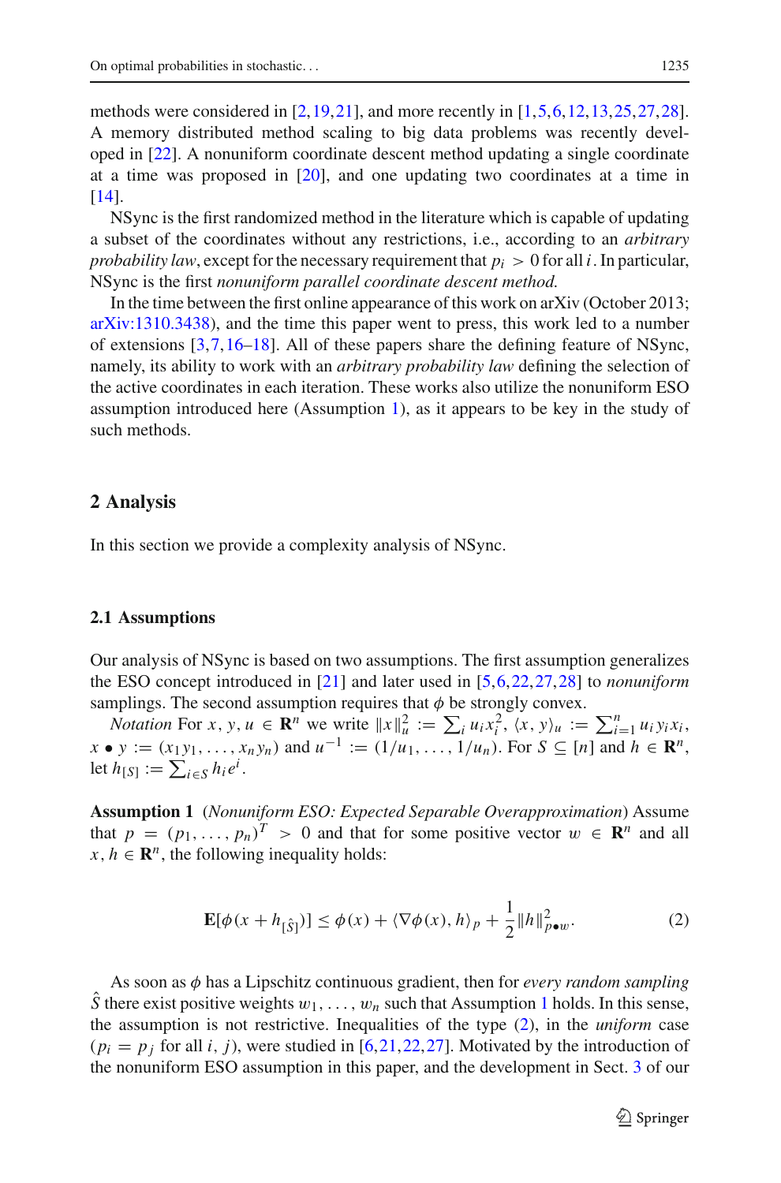methods were considered in [2,19,21], and more recently in [1,5,6,12,13,25,27,28]. A memory distributed method scaling to big data problems was recently developed in [22]. A nonuniform coordinate descent method updating a single coordinate at a time was proposed in [20], and one updating two coordinates at a time in [14].

NSync is the first randomized method in the literature which is capable of updating a subset of the coordinates without any restrictions, i.e., according to an *arbitrary probability law*, except for the necessary requirement that $p_i > 0$ for all $i$. In particular, NSync is the first *nonuniform parallel coordinate descent method.*

In the time between the first online appearance of this work on arXiv (October 2013; arXiv:1310.3438), and the time this paper went to press, this work led to a number of extensions [3,7,16–18]. All of these papers share the defining feature of NSync, namely, its ability to work with an *arbitrary probability law* defining the selection of the active coordinates in each iteration. These works also utilize the nonuniform ESO assumption introduced here (Assumption 1), as it appears to be key in the study of such methods.

## 2 Analysis

In this section we provide a complexity analysis of NSync.

### 2.1 Assumptions

Our analysis of NSync is based on two assumptions. The first assumption generalizes the ESO concept introduced in [21] and later used in [5,6,22,27,28] to *nonuniform* samplings. The second assumption requires that $\phi$ be strongly convex.

*Notation* For $x, y, u \in \mathbf{R}^n$ we write $\|x\|_u^2 := \sum_i u_i x_i^2$, $\langle x, y\rangle_u := \sum_{i=1}^n u_i y_i x_i$, $x \bullet y := (x_1 y_1, \ldots, x_n y_n)$ and $u^{-1} := (1/u_1, \ldots, 1/u_n)$. For $S \subseteq [n]$ and $h \in \mathbf{R}^n$, let $h_{[S]} := \sum_{i \in S} h_i e^i$.

**Assumption 1** (*Nonuniform ESO: Expected Separable Overapproximation*) Assume that $p = (p_1, \ldots, p_n)^T > 0$ and that for some positive vector $w \in \mathbf{R}^n$ and all $x, h \in \mathbf{R}^n$, the following inequality holds:

$$\mathbf{E}[\phi(x + h_{[\hat{S}]})] \le \phi(x) + \langle \nabla\phi(x), h\rangle_p + \frac{1}{2}\|h\|_{p\bullet w}^2. \tag{2}$$

As soon as $\phi$ has a Lipschitz continuous gradient, then for *every random sampling* $\hat{S}$ there exist positive weights $w_1, \ldots, w_n$ such that Assumption 1 holds. In this sense, the assumption is not restrictive. Inequalities of the type (2), in the *uniform* case ($p_i = p_j$ for all $i, j$), were studied in [6,21,22,27]. Motivated by the introduction of the nonuniform ESO assumption in this paper, and the development in Sect. 3 of our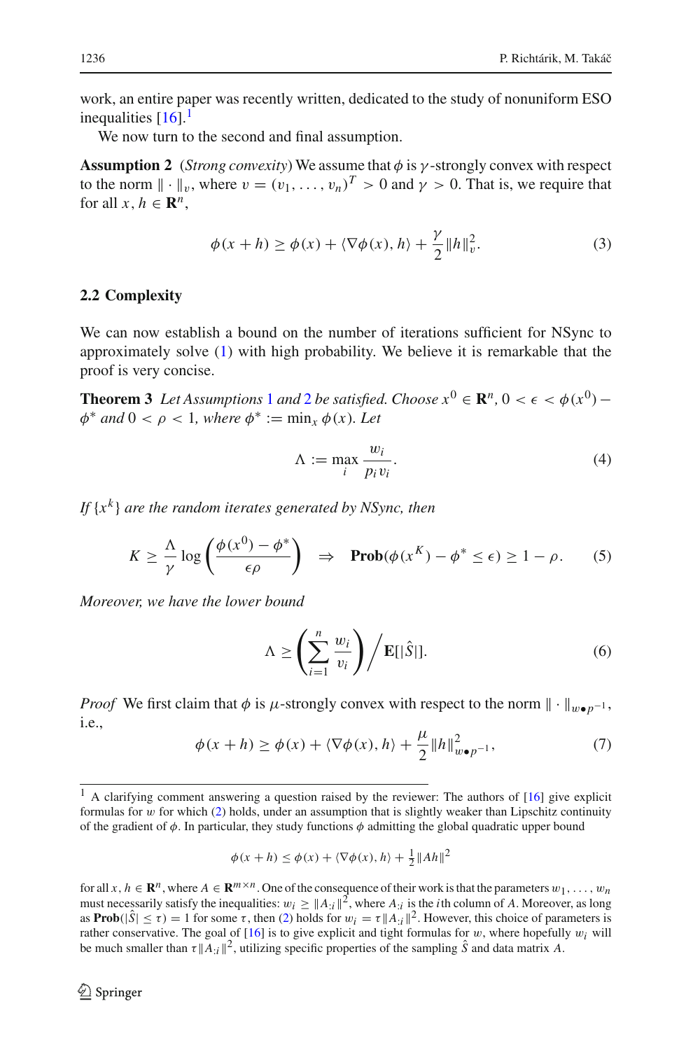work, an entire paper was recently written, dedicated to the study of nonuniform ESO inequalities [16].[1]

We now turn to the second and final assumption.

**Assumption 2** (*Strong convexity*) We assume that $\phi$ is $\gamma$-strongly convex with respect to the norm $\|\cdot\|_v$, where $v = (v_1, \ldots, v_n)^T > 0$ and $\gamma > 0$. That is, we require that for all $x, h \in \mathbf{R}^n$,

$$\phi(x + h) \geq \phi(x) + \langle \nabla \phi(x), h \rangle + \frac{\gamma}{2}\|h\|_v^2. \tag{3}$$

### 2.2 Complexity

We can now establish a bound on the number of iterations sufficient for NSync to approximately solve (1) with high probability. We believe it is remarkable that the proof is very concise.

**Theorem 3** *Let Assumptions 1 and 2 be satisfied. Choose $x^0 \in \mathbf{R}^n$, $0 < \epsilon < \phi(x^0) - \phi^*$ and $0 < \rho < 1$, where $\phi^* := \min_x \phi(x)$. Let*

$$\Lambda := \max_i \frac{w_i}{p_i v_i}. \tag{4}$$

*If $\{x^k\}$ are the random iterates generated by NSync, then*

$$K \geq \frac{\Lambda}{\gamma} \log\left(\frac{\phi(x^0) - \phi^*}{\epsilon \rho}\right) \quad \Rightarrow \quad \mathbf{Prob}(\phi(x^K) - \phi^* \leq \epsilon) \geq 1 - \rho. \tag{5}$$

*Moreover, we have the lower bound*

$$\Lambda \geq \left(\sum_{i=1}^n \frac{w_i}{v_i}\right) \Big/ \mathbf{E}[|\hat{S}|]. \tag{6}$$

*Proof* We first claim that $\phi$ is $\mu$-strongly convex with respect to the norm $\|\cdot\|_{w \bullet p^{-1}}$, i.e.,

$$\phi(x + h) \geq \phi(x) + \langle \nabla \phi(x), h \rangle + \frac{\mu}{2}\|h\|_{w \bullet p^{-1}}^2, \tag{7}$$

---

[1] A clarifying comment answering a question raised by the reviewer: The authors of [16] give explicit formulas for $w$ for which (2) holds, under an assumption that is slightly weaker than Lipschitz continuity of the gradient of $\phi$. In particular, they study functions $\phi$ admitting the global quadratic upper bound

$$\phi(x + h) \leq \phi(x) + \langle \nabla \phi(x), h \rangle + \tfrac{1}{2}\|Ah\|^2$$

for all $x, h \in \mathbf{R}^n$, where $A \in \mathbf{R}^{m \times n}$. One of the consequence of their work is that the parameters $w_1, \ldots, w_n$ must necessarily satisfy the inequalities: $w_i \geq \|A_{:i}\|^2$, where $A_{:i}$ is the $i$th column of $A$. Moreover, as long as $\mathbf{Prob}(|\hat{S}| \leq \tau) = 1$ for some $\tau$, then (2) holds for $w_i = \tau\|A_{:i}\|^2$. However, this choice of parameters is rather conservative. The goal of [16] is to give explicit and tight formulas for $w$, where hopefully $w_i$ will be much smaller than $\tau\|A_{:i}\|^2$, utilizing specific properties of the sampling $\hat{S}$ and data matrix $A$.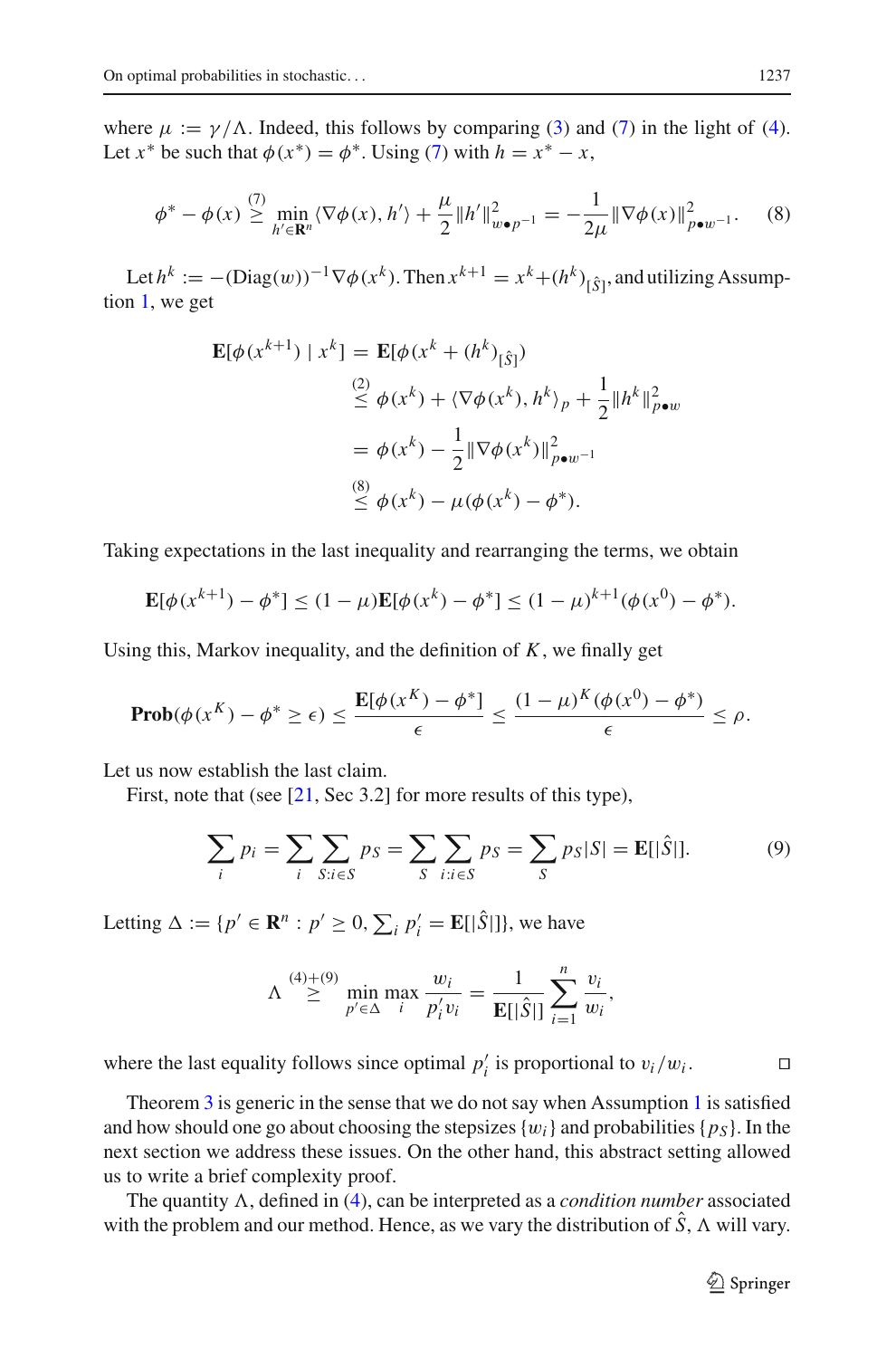where $\mu := \gamma/\Lambda$. Indeed, this follows by comparing (3) and (7) in the light of (4). Let $x^*$ be such that $\phi(x^*) = \phi^*$. Using (7) with $h = x^* - x$,

$$\phi^* - \phi(x) \overset{(7)}{\geq} \min_{h' \in \mathbf{R}^n} \langle \nabla \phi(x), h' \rangle + \frac{\mu}{2} \|h'\|^2_{w \bullet p^{-1}} = -\frac{1}{2\mu} \|\nabla \phi(x)\|^2_{p \bullet w^{-1}}. \tag{8}$$

Let $h^k := -(\mathrm{Diag}(w))^{-1} \nabla \phi(x^k)$. Then $x^{k+1} = x^k + (h^k)_{[\hat{S}]}$, and utilizing Assumption 1, we get

$$\begin{aligned}
\mathbf{E}[\phi(x^{k+1}) \mid x^k] &= \mathbf{E}[\phi(x^k + (h^k)_{[\hat{S}]})] \\
&\overset{(2)}{\leq} \phi(x^k) + \langle \nabla \phi(x^k), h^k \rangle_p + \frac{1}{2} \|h^k\|^2_{p \bullet w} \\
&= \phi(x^k) - \frac{1}{2} \|\nabla \phi(x^k)\|^2_{p \bullet w^{-1}} \\
&\overset{(8)}{\leq} \phi(x^k) - \mu(\phi(x^k) - \phi^*).
\end{aligned}$$

Taking expectations in the last inequality and rearranging the terms, we obtain

$$\mathbf{E}[\phi(x^{k+1}) - \phi^*] \leq (1-\mu)\mathbf{E}[\phi(x^k) - \phi^*] \leq (1-\mu)^{k+1}(\phi(x^0) - \phi^*).$$

Using this, Markov inequality, and the definition of $K$, we finally get

$$\mathbf{Prob}(\phi(x^K) - \phi^* \geq \epsilon) \leq \frac{\mathbf{E}[\phi(x^K) - \phi^*]}{\epsilon} \leq \frac{(1-\mu)^K(\phi(x^0) - \phi^*)}{\epsilon} \leq \rho.$$

Let us now establish the last claim.

First, note that (see [21, Sec 3.2] for more results of this type),

$$\sum_i p_i = \sum_i \sum_{S: i \in S} p_S = \sum_S \sum_{i: i \in S} p_S = \sum_S p_S |S| = \mathbf{E}[|\hat{S}|]. \tag{9}$$

Letting $\Delta := \{p' \in \mathbf{R}^n : p' \geq 0, \sum_i p'_i = \mathbf{E}[|\hat{S}|]\}$, we have

$$\Lambda \overset{(4)+(9)}{\geq} \min_{p' \in \Delta} \max_i \frac{w_i}{p'_i v_i} = \frac{1}{\mathbf{E}[|\hat{S}|]} \sum_{i=1}^n \frac{v_i}{w_i},$$

where the last equality follows since optimal $p'_i$ is proportional to $v_i/w_i$. $\square$

Theorem 3 is generic in the sense that we do not say when Assumption 1 is satisfied and how should one go about choosing the stepsizes $\{w_i\}$ and probabilities $\{p_S\}$. In the next section we address these issues. On the other hand, this abstract setting allowed us to write a brief complexity proof.

The quantity $\Lambda$, defined in (4), can be interpreted as a *condition number* associated with the problem and our method. Hence, as we vary the distribution of $\hat{S}$, $\Lambda$ will vary.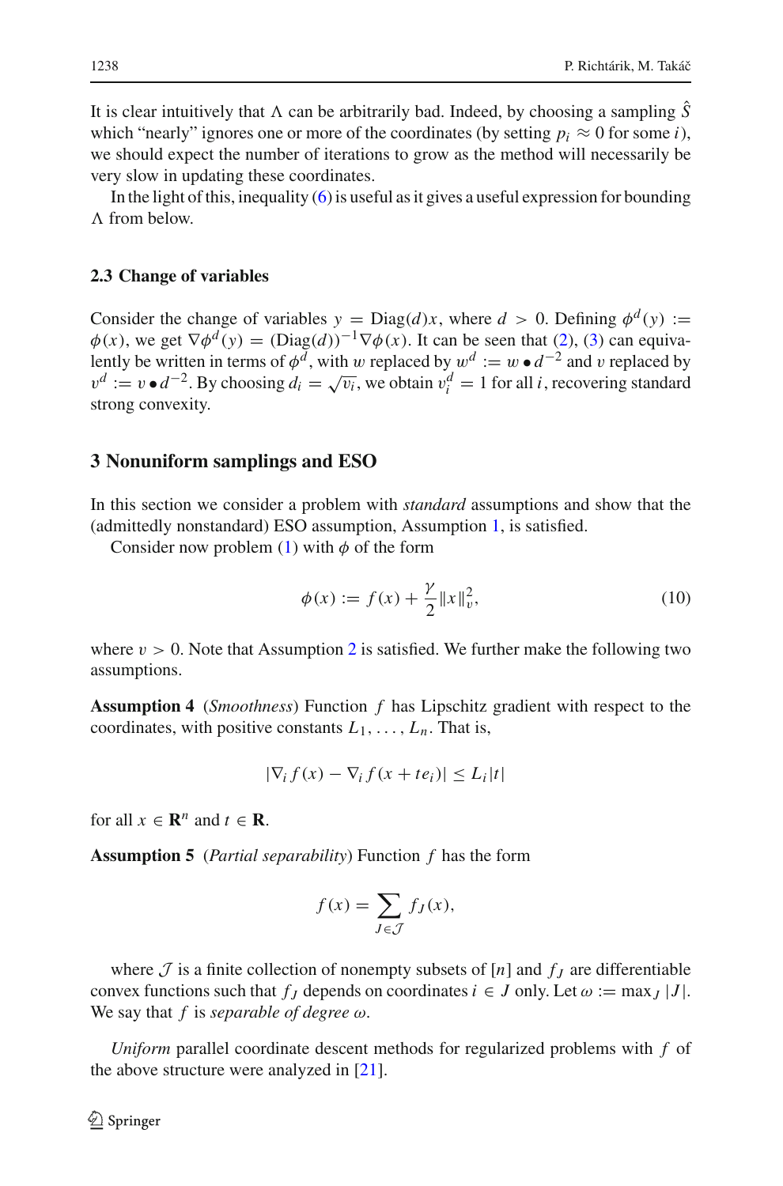It is clear intuitively that $\Lambda$ can be arbitrarily bad. Indeed, by choosing a sampling $\hat{S}$ which "nearly" ignores one or more of the coordinates (by setting $p_i \approx 0$ for some $i$), we should expect the number of iterations to grow as the method will necessarily be very slow in updating these coordinates.

In the light of this, inequality (6) is useful as it gives a useful expression for bounding $\Lambda$ from below.

### 2.3 Change of variables

Consider the change of variables $y = \mathrm{Diag}(d)x$, where $d > 0$. Defining $\phi^d(y) := \phi(x)$, we get $\nabla \phi^d(y) = (\mathrm{Diag}(d))^{-1} \nabla \phi(x)$. It can be seen that (2), (3) can equivalently be written in terms of $\phi^d$, with $w$ replaced by $w^d := w \bullet d^{-2}$ and $v$ replaced by $v^d := v \bullet d^{-2}$. By choosing $d_i = \sqrt{v_i}$, we obtain $v_i^d = 1$ for all $i$, recovering standard strong convexity.

## 3 Nonuniform samplings and ESO

In this section we consider a problem with *standard* assumptions and show that the (admittedly nonstandard) ESO assumption, Assumption 1, is satisfied.

Consider now problem (1) with $\phi$ of the form

$$\phi(x) := f(x) + \frac{\gamma}{2}\|x\|_v^2, \tag{10}$$

where $v > 0$. Note that Assumption 2 is satisfied. We further make the following two assumptions.

**Assumption 4** (*Smoothness*) Function $f$ has Lipschitz gradient with respect to the coordinates, with positive constants $L_1, \ldots, L_n$. That is,

$$|\nabla_i f(x) - \nabla_i f(x + te_i)| \le L_i |t|$$

for all $x \in \mathbf{R}^n$ and $t \in \mathbf{R}$.

**Assumption 5** (*Partial separability*) Function $f$ has the form

$$f(x) = \sum_{J \in \mathcal{J}} f_J(x),$$

where $\mathcal{J}$ is a finite collection of nonempty subsets of $[n]$ and $f_J$ are differentiable convex functions such that $f_J$ depends on coordinates $i \in J$ only. Let $\omega := \max_J |J|$. We say that $f$ is *separable of degree* $\omega$.

*Uniform* parallel coordinate descent methods for regularized problems with $f$ of the above structure were analyzed in [21].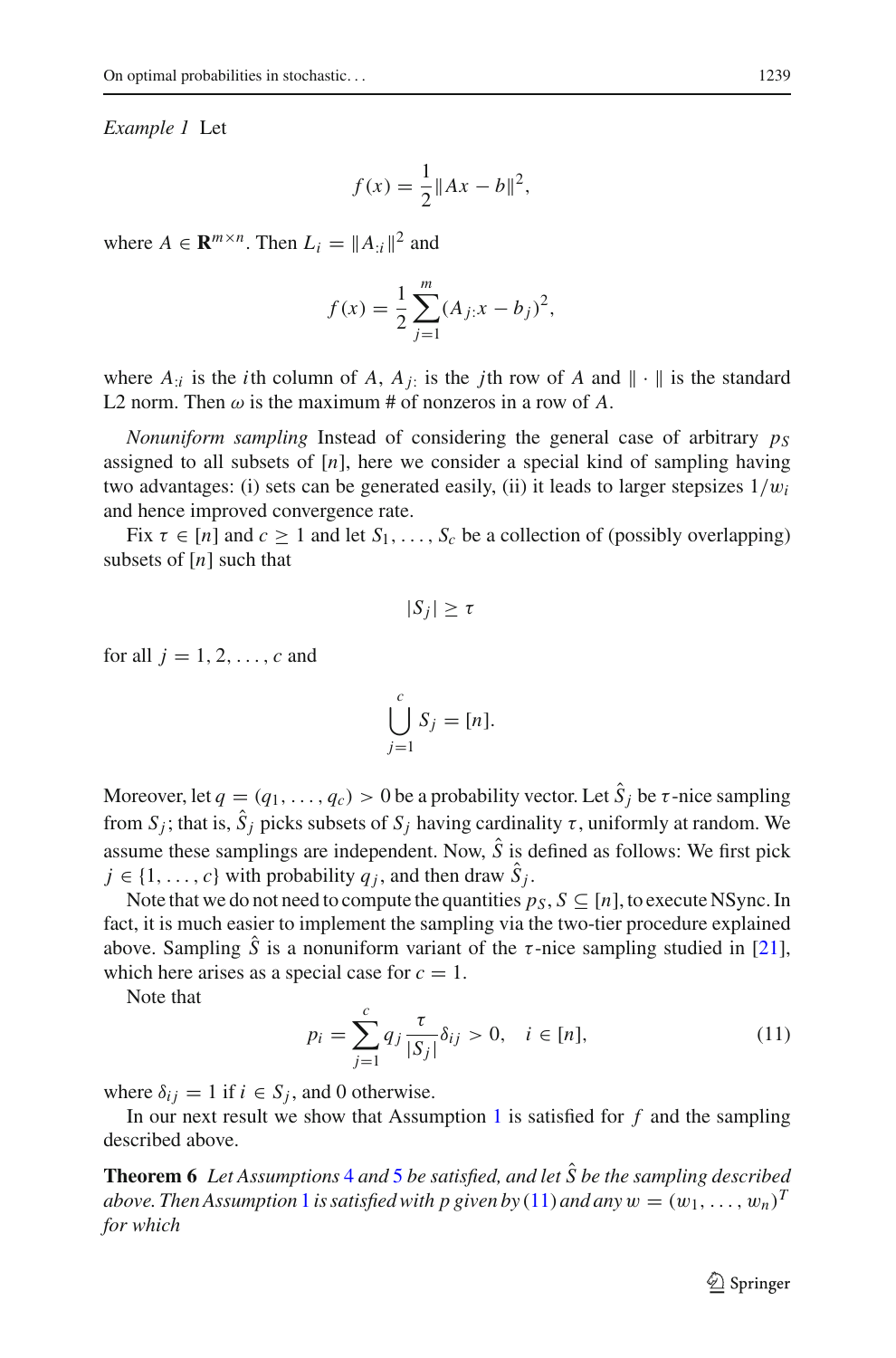*Example 1* Let

$$f(x) = \frac{1}{2}\|Ax - b\|^2,$$

where $A \in \mathbf{R}^{m\times n}$. Then $L_i = \|A_{:i}\|^2$ and

$$f(x) = \frac{1}{2}\sum_{j=1}^{m}(A_{j:}x - b_j)^2,$$

where $A_{:i}$ is the $i$th column of $A$, $A_{j:}$ is the $j$th row of $A$ and $\|\cdot\|$ is the standard L2 norm. Then $\omega$ is the maximum # of nonzeros in a row of $A$.

*Nonuniform sampling* Instead of considering the general case of arbitrary $p_S$ assigned to all subsets of $[n]$, here we consider a special kind of sampling having two advantages: (i) sets can be generated easily, (ii) it leads to larger stepsizes $1/w_i$ and hence improved convergence rate.

Fix $\tau \in [n]$ and $c \geq 1$ and let $S_1, \ldots, S_c$ be a collection of (possibly overlapping) subsets of $[n]$ such that

$$|S_j| \geq \tau$$

for all $j = 1, 2, \ldots, c$ and

$$\bigcup_{j=1}^{c} S_j = [n].$$

Moreover, let $q = (q_1, \ldots, q_c) > 0$ be a probability vector. Let $\hat{S}_j$ be $\tau$-nice sampling from $S_j$; that is, $\hat{S}_j$ picks subsets of $S_j$ having cardinality $\tau$, uniformly at random. We assume these samplings are independent. Now, $\hat{S}$ is defined as follows: We first pick $j \in \{1, \ldots, c\}$ with probability $q_j$, and then draw $\hat{S}_j$.

Note that we do not need to compute the quantities $p_S$, $S \subseteq [n]$, to execute NSync. In fact, it is much easier to implement the sampling via the two-tier procedure explained above. Sampling $\hat{S}$ is a nonuniform variant of the $\tau$-nice sampling studied in [21], which here arises as a special case for $c = 1$.

Note that

$$p_i = \sum_{j=1}^{c} q_j \frac{\tau}{|S_j|}\delta_{ij} > 0, \quad i \in [n], \tag{11}$$

where $\delta_{ij} = 1$ if $i \in S_j$, and 0 otherwise.

In our next result we show that Assumption 1 is satisfied for $f$ and the sampling described above.

**Theorem 6** *Let Assumptions 4 and 5 be satisfied, and let $\hat{S}$ be the sampling described above. Then Assumption 1 is satisfied with $p$ given by (11) and any $w = (w_1, \ldots, w_n)^T$ for which*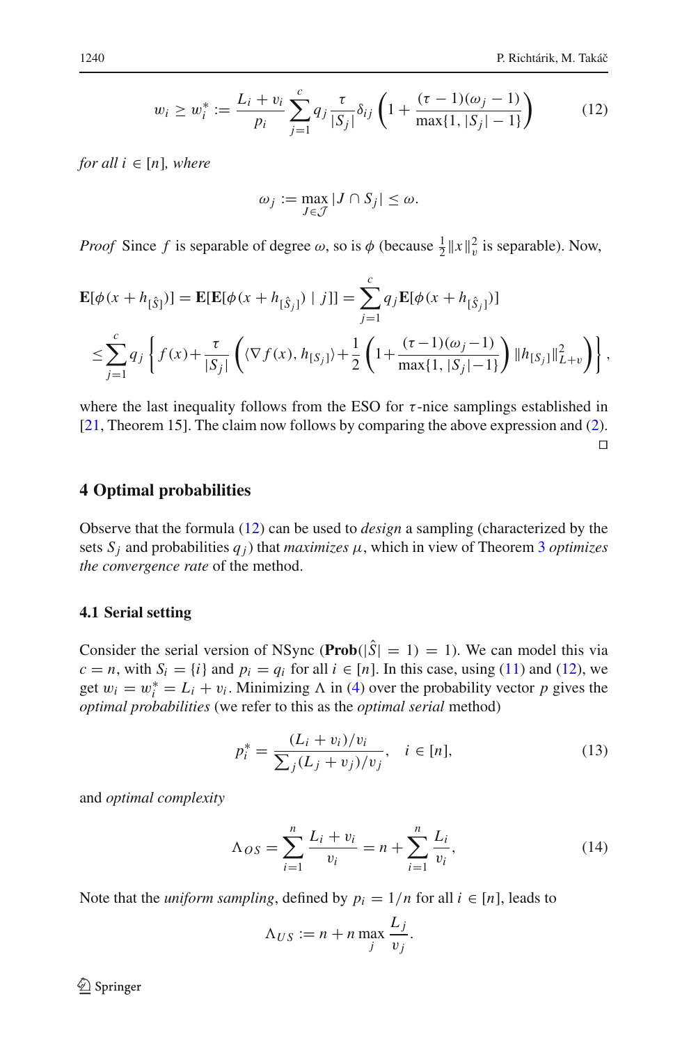$$w_i \geq w_i^* := \frac{L_i + v_i}{p_i} \sum_{j=1}^{c} q_j \frac{\tau}{|S_j|} \delta_{ij} \left(1 + \frac{(\tau - 1)(\omega_j - 1)}{\max\{1, |S_j| - 1\}}\right) \tag{12}$$

*for all* $i \in [n]$*, where*

$$\omega_j := \max_{J \in \mathcal{J}} |J \cap S_j| \leq \omega.$$

*Proof* Since $f$ is separable of degree $\omega$, so is $\phi$ (because $\frac{1}{2}\|x\|_v^2$ is separable). Now,

$$\begin{aligned}
\mathbf{E}[\phi(x + h_{[\hat{S}]})] &= \mathbf{E}[\mathbf{E}[\phi(x + h_{[\hat{S}_j]}) \mid j]] = \sum_{j=1}^{c} q_j \mathbf{E}[\phi(x + h_{[\hat{S}_j]})] \\
&\leq \sum_{j=1}^{c} q_j \left\{ f(x) + \frac{\tau}{|S_j|} \left( \langle \nabla f(x), h_{[S_j]} \rangle + \frac{1}{2} \left( 1 + \frac{(\tau - 1)(\omega_j - 1)}{\max\{1, |S_j| - 1\}} \right) \|h_{[S_j]}\|_{L+v}^2 \right) \right\},
\end{aligned}$$

where the last inequality follows from the ESO for $\tau$-nice samplings established in [21, Theorem 15]. The claim now follows by comparing the above expression and (2). □

## 4 Optimal probabilities

Observe that the formula (12) can be used to *design* a sampling (characterized by the sets $S_j$ and probabilities $q_j$) that *maximizes* $\mu$, which in view of Theorem 3 *optimizes the convergence rate* of the method.

### 4.1 Serial setting

Consider the serial version of NSync ($\mathbf{Prob}(|\hat{S}| = 1) = 1$). We can model this via $c = n$, with $S_i = \{i\}$ and $p_i = q_i$ for all $i \in [n]$. In this case, using (11) and (12), we get $w_i = w_i^* = L_i + v_i$. Minimizing $\Lambda$ in (4) over the probability vector $p$ gives the *optimal probabilities* (we refer to this as the *optimal serial* method)

$$p_i^* = \frac{(L_i + v_i)/v_i}{\sum_j (L_j + v_j)/v_j}, \quad i \in [n], \tag{13}$$

and *optimal complexity*

$$\Lambda_{OS} = \sum_{i=1}^{n} \frac{L_i + v_i}{v_i} = n + \sum_{i=1}^{n} \frac{L_i}{v_i}, \tag{14}$$

Note that the *uniform sampling*, defined by $p_i = 1/n$ for all $i \in [n]$, leads to

$$\Lambda_{US} := n + n \max_j \frac{L_j}{v_j}.$$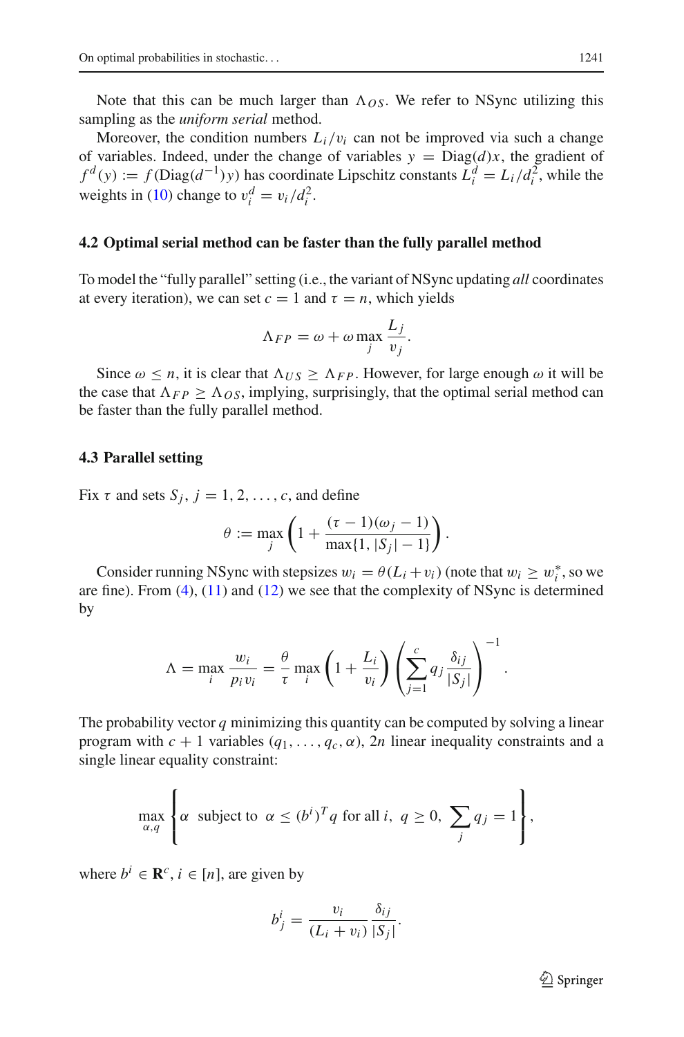Note that this can be much larger than $\Lambda_{OS}$. We refer to NSync utilizing this sampling as the *uniform serial* method.

Moreover, the condition numbers $L_i/v_i$ can not be improved via such a change of variables. Indeed, under the change of variables $y = \text{Diag}(d)x$, the gradient of $f^d(y) := f(\text{Diag}(d^{-1})y)$ has coordinate Lipschitz constants $L_i^d = L_i/d_i^2$, while the weights in (10) change to $v_i^d = v_i/d_i^2$.

### 4.2 Optimal serial method can be faster than the fully parallel method

To model the "fully parallel" setting (i.e., the variant of NSync updating *all* coordinates at every iteration), we can set $c = 1$ and $\tau = n$, which yields

$$\Lambda_{FP} = \omega + \omega \max_j \frac{L_j}{v_j}.$$

Since $\omega \leq n$, it is clear that $\Lambda_{US} \geq \Lambda_{FP}$. However, for large enough $\omega$ it will be the case that $\Lambda_{FP} \geq \Lambda_{OS}$, implying, surprisingly, that the optimal serial method can be faster than the fully parallel method.

### 4.3 Parallel setting

Fix $\tau$ and sets $S_j$, $j = 1, 2, \ldots, c$, and define

$$\theta := \max_j \left(1 + \frac{(\tau - 1)(\omega_j - 1)}{\max\{1, |S_j| - 1\}}\right).$$

Consider running NSync with stepsizes $w_i = \theta(L_i + v_i)$ (note that $w_i \geq w_i^*$, so we are fine). From (4), (11) and (12) we see that the complexity of NSync is determined by

$$\Lambda = \max_i \frac{w_i}{p_i v_i} = \frac{\theta}{\tau} \max_i \left(1 + \frac{L_i}{v_i}\right) \left(\sum_{j=1}^{c} q_j \frac{\delta_{ij}}{|S_j|}\right)^{-1}.$$

The probability vector $q$ minimizing this quantity can be computed by solving a linear program with $c + 1$ variables $(q_1, \ldots, q_c, \alpha)$, $2n$ linear inequality constraints and a single linear equality constraint:

$$\max_{\alpha, q} \left\{ \alpha \ \text{ subject to } \ \alpha \leq (b^i)^T q \text{ for all } i, \ q \geq 0, \ \sum_j q_j = 1 \right\},$$

where $b^i \in \mathbf{R}^c$, $i \in [n]$, are given by

$$b_j^i = \frac{v_i}{(L_i + v_i)} \frac{\delta_{ij}}{|S_j|}.$$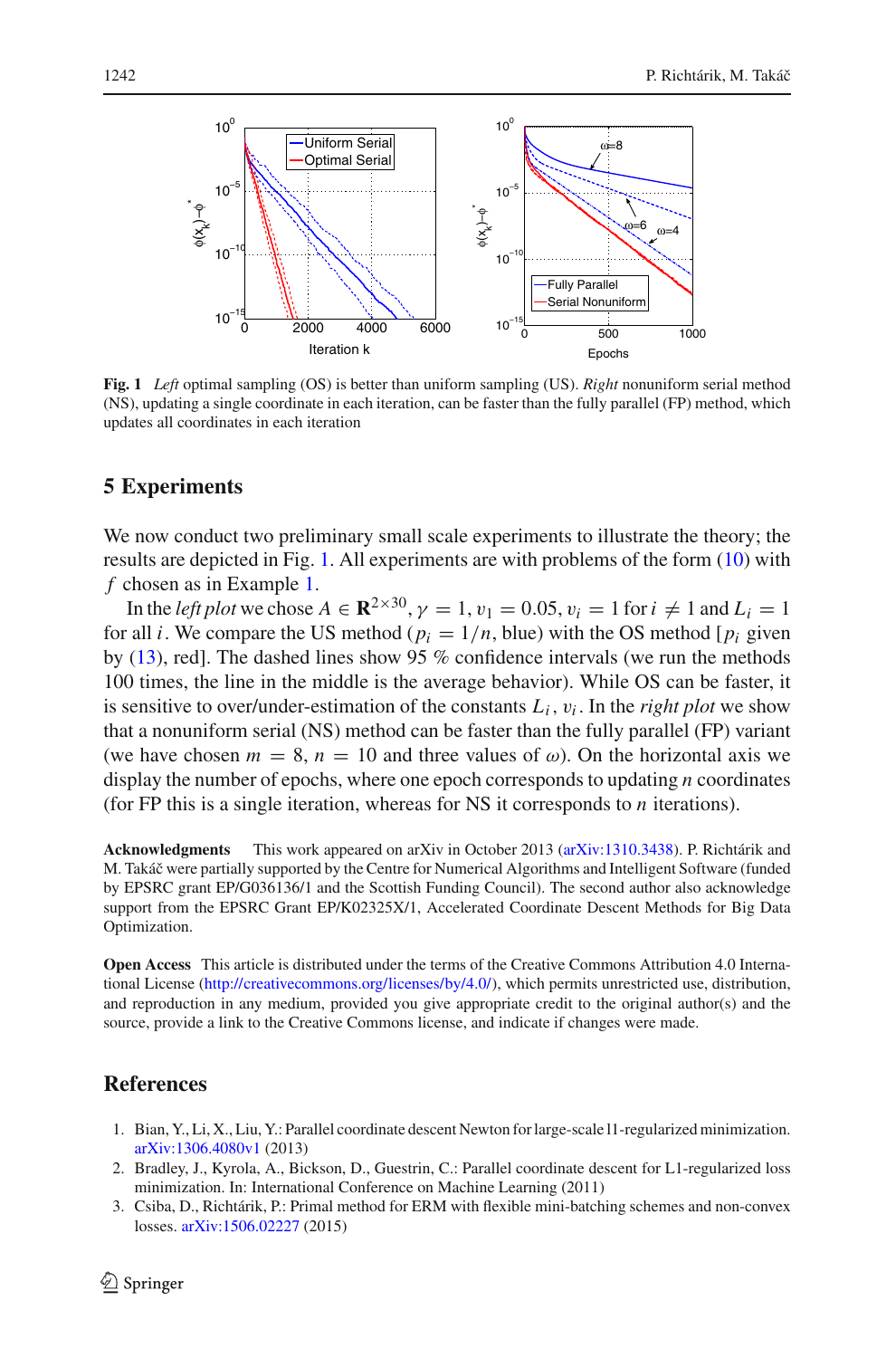Fig. 1 *Left* optimal sampling (OS) is better than uniform sampling (US). *Right* nonuniform serial method (NS), updating a single coordinate in each iteration, can be faster than the fully parallel (FP) method, which updates all coordinates in each iteration

# 5 Experiments

We now conduct two preliminary small scale experiments to illustrate the theory; the results are depicted in Fig. 1. All experiments are with problems of the form (10) with $f$ chosen as in Example 1.

In the *left plot* we chose $A \in \mathbf{R}^{2\times 30}$, $\gamma = 1$, $v_1 = 0.05$, $v_i = 1$ for $i \neq 1$ and $L_i = 1$ for all $i$. We compare the US method ($p_i = 1/n$, blue) with the OS method [$p_i$ given by (13), red]. The dashed lines show 95 % confidence intervals (we run the methods 100 times, the line in the middle is the average behavior). While OS can be faster, it is sensitive to over/under-estimation of the constants $L_i$, $v_i$. In the *right plot* we show that a nonuniform serial (NS) method can be faster than the fully parallel (FP) variant (we have chosen $m = 8$, $n = 10$ and three values of $\omega$). On the horizontal axis we display the number of epochs, where one epoch corresponds to updating $n$ coordinates (for FP this is a single iteration, whereas for NS it corresponds to $n$ iterations).

**Acknowledgments** This work appeared on arXiv in October 2013 (arXiv:1310.3438). P. Richtárik and M. Takáč were partially supported by the Centre for Numerical Algorithms and Intelligent Software (funded by EPSRC grant EP/G036136/1 and the Scottish Funding Council). The second author also acknowledge support from the EPSRC Grant EP/K02325X/1, Accelerated Coordinate Descent Methods for Big Data Optimization.

**Open Access** This article is distributed under the terms of the Creative Commons Attribution 4.0 International License (http://creativecommons.org/licenses/by/4.0/), which permits unrestricted use, distribution, and reproduction in any medium, provided you give appropriate credit to the original author(s) and the source, provide a link to the Creative Commons license, and indicate if changes were made.

# References

1. Bian, Y., Li, X., Liu, Y.: Parallel coordinate descent Newton for large-scale l1-regularized minimization. arXiv:1306.4080v1 (2013)
2. Bradley, J., Kyrola, A., Bickson, D., Guestrin, C.: Parallel coordinate descent for L1-regularized loss minimization. In: International Conference on Machine Learning (2011)
3. Csiba, D., Richtárik, P.: Primal method for ERM with flexible mini-batching schemes and non-convex losses. arXiv:1506.02227 (2015)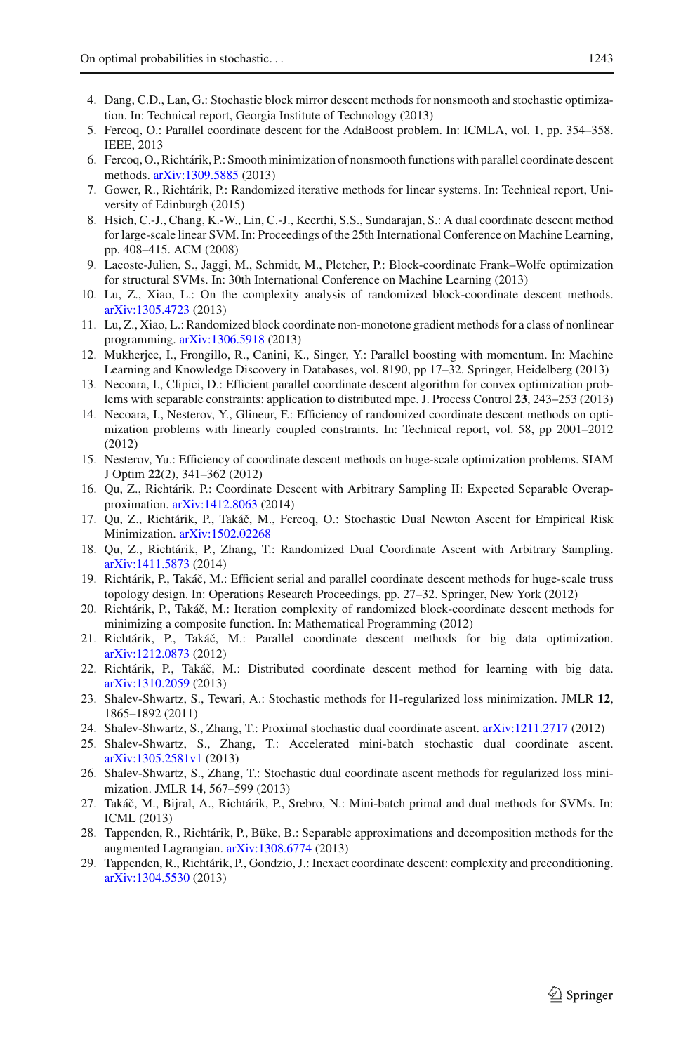4. Dang, C.D., Lan, G.: Stochastic block mirror descent methods for nonsmooth and stochastic optimization. In: Technical report, Georgia Institute of Technology (2013)
5. Fercoq, O.: Parallel coordinate descent for the AdaBoost problem. In: ICMLA, vol. 1, pp. 354–358. IEEE, 2013
6. Fercoq, O., Richtárik, P.: Smooth minimization of nonsmooth functions with parallel coordinate descent methods. arXiv:1309.5885 (2013)
7. Gower, R., Richtárik, P.: Randomized iterative methods for linear systems. In: Technical report, University of Edinburgh (2015)
8. Hsieh, C.-J., Chang, K.-W., Lin, C.-J., Keerthi, S.S., Sundarajan, S.: A dual coordinate descent method for large-scale linear SVM. In: Proceedings of the 25th International Conference on Machine Learning, pp. 408–415. ACM (2008)
9. Lacoste-Julien, S., Jaggi, M., Schmidt, M., Pletcher, P.: Block-coordinate Frank–Wolfe optimization for structural SVMs. In: 30th International Conference on Machine Learning (2013)
10. Lu, Z., Xiao, L.: On the complexity analysis of randomized block-coordinate descent methods. arXiv:1305.4723 (2013)
11. Lu, Z., Xiao, L.: Randomized block coordinate non-monotone gradient methods for a class of nonlinear programming. arXiv:1306.5918 (2013)
12. Mukherjee, I., Frongillo, R., Canini, K., Singer, Y.: Parallel boosting with momentum. In: Machine Learning and Knowledge Discovery in Databases, vol. 8190, pp 17–32. Springer, Heidelberg (2013)
13. Necoara, I., Clipici, D.: Efficient parallel coordinate descent algorithm for convex optimization problems with separable constraints: application to distributed mpc. J. Process Control **23**, 243–253 (2013)
14. Necoara, I., Nesterov, Y., Glineur, F.: Efficiency of randomized coordinate descent methods on optimization problems with linearly coupled constraints. In: Technical report, vol. 58, pp 2001–2012 (2012)
15. Nesterov, Yu.: Efficiency of coordinate descent methods on huge-scale optimization problems. SIAM J Optim **22**(2), 341–362 (2012)
16. Qu, Z., Richtárik. P.: Coordinate Descent with Arbitrary Sampling II: Expected Separable Overapproximation. arXiv:1412.8063 (2014)
17. Qu, Z., Richtárik, P., Takáč, M., Fercoq, O.: Stochastic Dual Newton Ascent for Empirical Risk Minimization. arXiv:1502.02268
18. Qu, Z., Richtárik, P., Zhang, T.: Randomized Dual Coordinate Ascent with Arbitrary Sampling. arXiv:1411.5873 (2014)
19. Richtárik, P., Takáč, M.: Efficient serial and parallel coordinate descent methods for huge-scale truss topology design. In: Operations Research Proceedings, pp. 27–32. Springer, New York (2012)
20. Richtárik, P., Takáč, M.: Iteration complexity of randomized block-coordinate descent methods for minimizing a composite function. In: Mathematical Programming (2012)
21. Richtárik, P., Takáč, M.: Parallel coordinate descent methods for big data optimization. arXiv:1212.0873 (2012)
22. Richtárik, P., Takáč, M.: Distributed coordinate descent method for learning with big data. arXiv:1310.2059 (2013)
23. Shalev-Shwartz, S., Tewari, A.: Stochastic methods for l1-regularized loss minimization. JMLR **12**, 1865–1892 (2011)
24. Shalev-Shwartz, S., Zhang, T.: Proximal stochastic dual coordinate ascent. arXiv:1211.2717 (2012)
25. Shalev-Shwartz, S., Zhang, T.: Accelerated mini-batch stochastic dual coordinate ascent. arXiv:1305.2581v1 (2013)
26. Shalev-Shwartz, S., Zhang, T.: Stochastic dual coordinate ascent methods for regularized loss minimization. JMLR **14**, 567–599 (2013)
27. Takáč, M., Bijral, A., Richtárik, P., Srebro, N.: Mini-batch primal and dual methods for SVMs. In: ICML (2013)
28. Tappenden, R., Richtárik, P., Büke, B.: Separable approximations and decomposition methods for the augmented Lagrangian. arXiv:1308.6774 (2013)
29. Tappenden, R., Richtárik, P., Gondzio, J.: Inexact coordinate descent: complexity and preconditioning. arXiv:1304.5530 (2013)